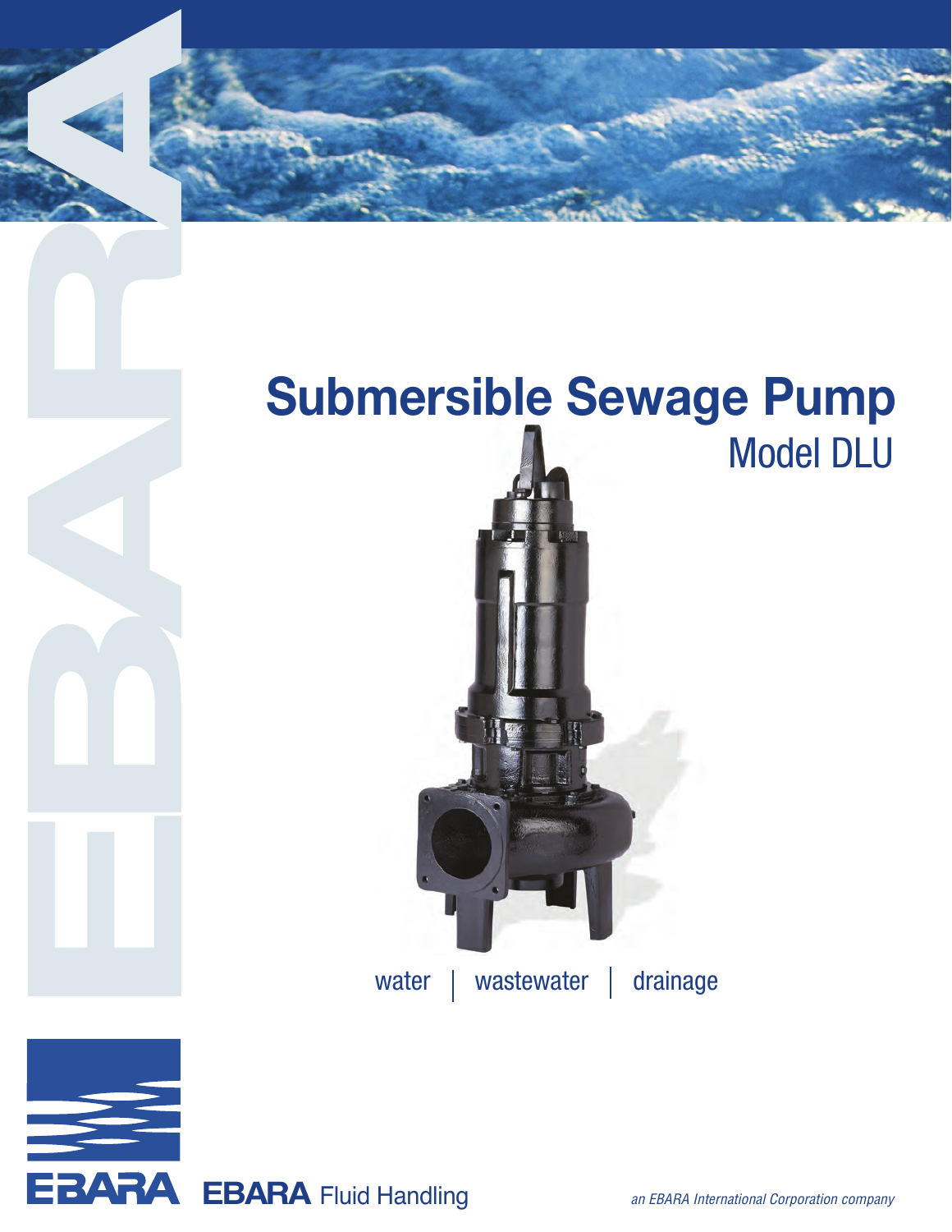# Submersible Sewage Pump

## Model DLU

water | wastewater | drainage

EBARA

**EBARA** Fluid Handling

*an EBARA International Corporation company*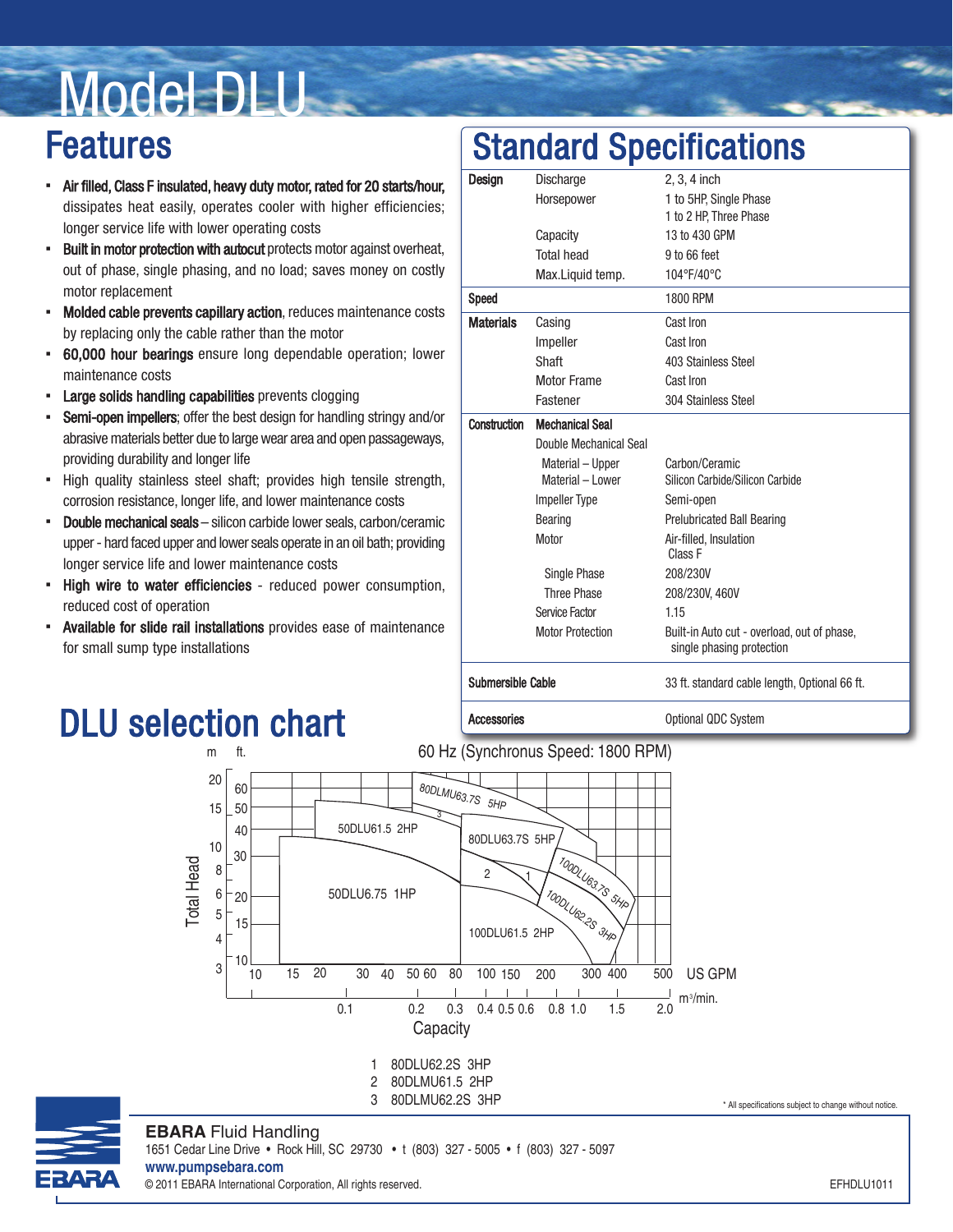# Model DLU

## Features

- **Air filled, Class F insulated, heavy duty motor, rated for 20 starts/hour**, dissipates heat easily, operates cooler with higher efficiencies; longer service life with lower operating costs
- **Built in motor protection with autocut** protects motor against overheat, out of phase, single phasing, and no load; saves money on costly motor replacement
- **Molded cable prevents capillary action**, reduces maintenance costs by replacing only the cable rather than the motor
- **60,000 hour bearings** ensure long dependable operation; lower maintenance costs
- **Large solids handling capabilities** prevents clogging
- **Semi-open impellers**; offer the best design for handling stringy and/or abrasive materials better due to large wear area and open passageways, providing durability and longer life
- High quality stainless steel shaft; provides high tensile strength, corrosion resistance, longer life, and lower maintenance costs
- **Double mechanical seals** – silicon carbide lower seals, carbon/ceramic upper - hard faced upper and lower seals operate in an oil bath; providing longer service life and lower maintenance costs
- **High wire to water efficiencies** - reduced power consumption, reduced cost of operation
- **Available for slide rail installations** provides ease of maintenance for small sump type installations

## Standard Specifications

| | | |
|---|---|---|
| **Design** | Discharge | 2, 3, 4 inch |
| | Horsepower | 1 to 5HP, Single Phase<br>1 to 2 HP, Three Phase |
| | Capacity | 13 to 430 GPM |
| | Total head | 9 to 66 feet |
| | Max.Liquid temp. | 104°F/40°C |
| **Speed** | | 1800 RPM |
| **Materials** | Casing | Cast Iron |
| | Impeller | Cast Iron |
| | Shaft | 403 Stainless Steel |
| | Motor Frame | Cast Iron |
| | Fastener | 304 Stainless Steel |
| **Construction** | **Mechanical Seal** | |
| | Double Mechanical Seal | |
| | Material – Upper | Carbon/Ceramic |
| | Material – Lower | Silicon Carbide/Silicon Carbide |
| | Impeller Type | Semi-open |
| | Bearing | Prelubricated Ball Bearing |
| | Motor | Air-filled, Insulation Class F |
| | Single Phase | 208/230V |
| | Three Phase | 208/230V, 460V |
| | Service Factor | 1.15 |
| | Motor Protection | Built-in Auto cut - overload, out of phase, single phasing protection |
| **Submersible Cable** | | 33 ft. standard cable length, Optional 66 ft. |
| **Accessories** | | Optional QDC System |

## DLU selection chart

60 Hz (Synchronus Speed: 1800 RPM)

Total Head (m / ft.)

m: 20, 15, 10, 8, 6, 5, 4, 3
ft.: 60, 50, 40, 30, 20, 15, 10

80DLMU63.7S 5HP
50DLU61.5 2HP
80DLU63.7S 5HP
50DLU6.75 1HP
100DLU63.7S 5HP
100DLU62.2S 3HP
100DLU61.5 2HP
1, 2, 3

US GPM: 10, 15, 20, 30, 40, 50, 60, 80, 100, 150, 200, 300, 400, 500
m³/min.: 0.1, 0.2, 0.3, 0.4, 0.5, 0.6, 0.8, 1.0, 1.5, 2.0

Capacity

1 80DLU62.2S 3HP
2 80DLMU61.5 2HP
3 80DLMU62.2S 3HP

\* All specifications subject to change without notice.

**EBARA** Fluid Handling
1651 Cedar Line Drive • Rock Hill, SC 29730 • t (803) 327 - 5005 • f (803) 327 - 5097
**www.pumpsebara.com**
© 2011 EBARA International Corporation, All rights reserved.

EFHDLU1011